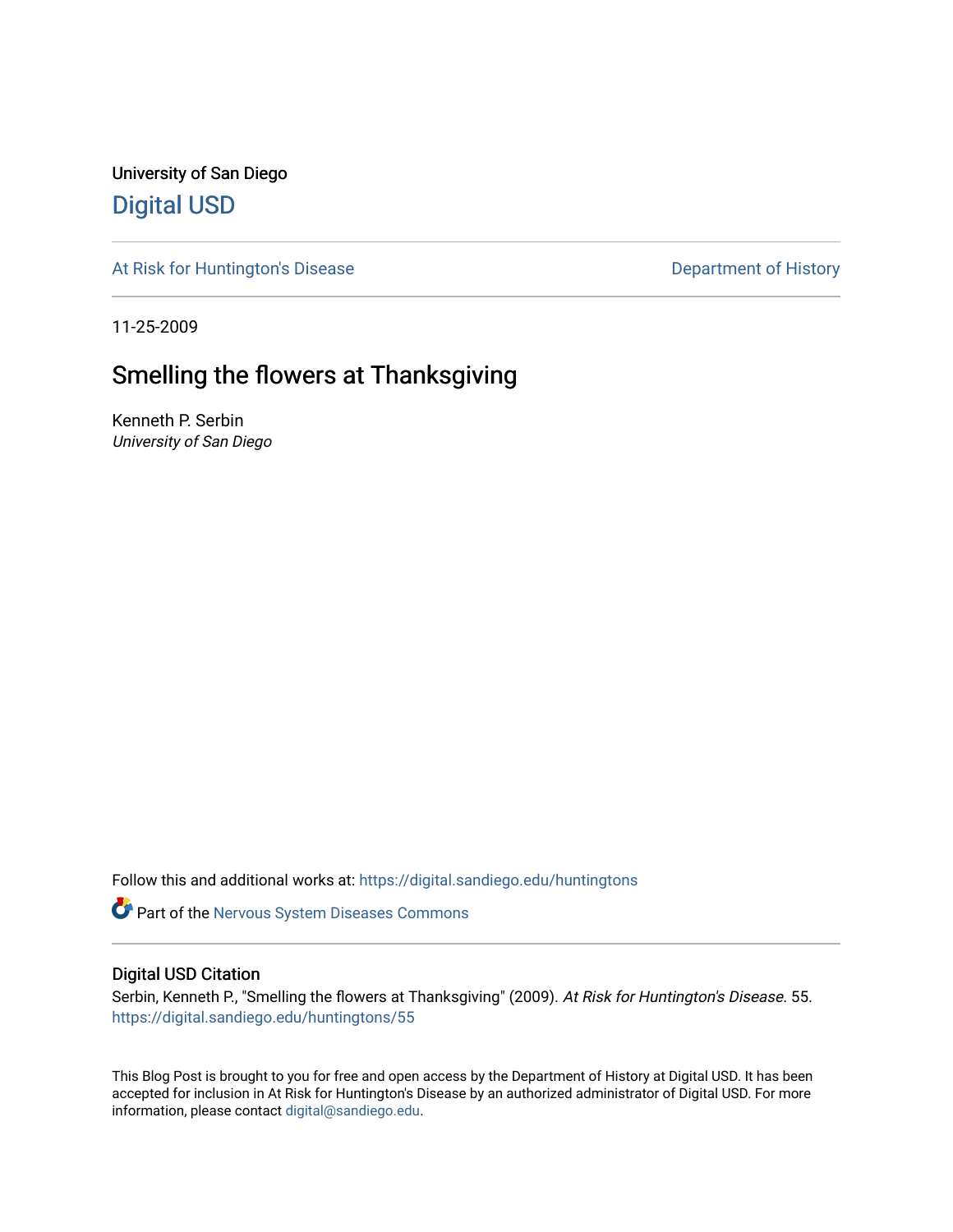University of San Diego

# Digital USD

At Risk for Huntington's Disease

Department of History

11-25-2009

## Smelling the flowers at Thanksgiving

Kenneth P. Serbin
*University of San Diego*

Follow this and additional works at: https://digital.sandiego.edu/huntingtons

Part of the Nervous System Diseases Commons

### Digital USD Citation

Serbin, Kenneth P., "Smelling the flowers at Thanksgiving" (2009). *At Risk for Huntington's Disease*. 55.
https://digital.sandiego.edu/huntingtons/55

This Blog Post is brought to you for free and open access by the Department of History at Digital USD. It has been accepted for inclusion in At Risk for Huntington's Disease by an authorized administrator of Digital USD. For more information, please contact digital@sandiego.edu.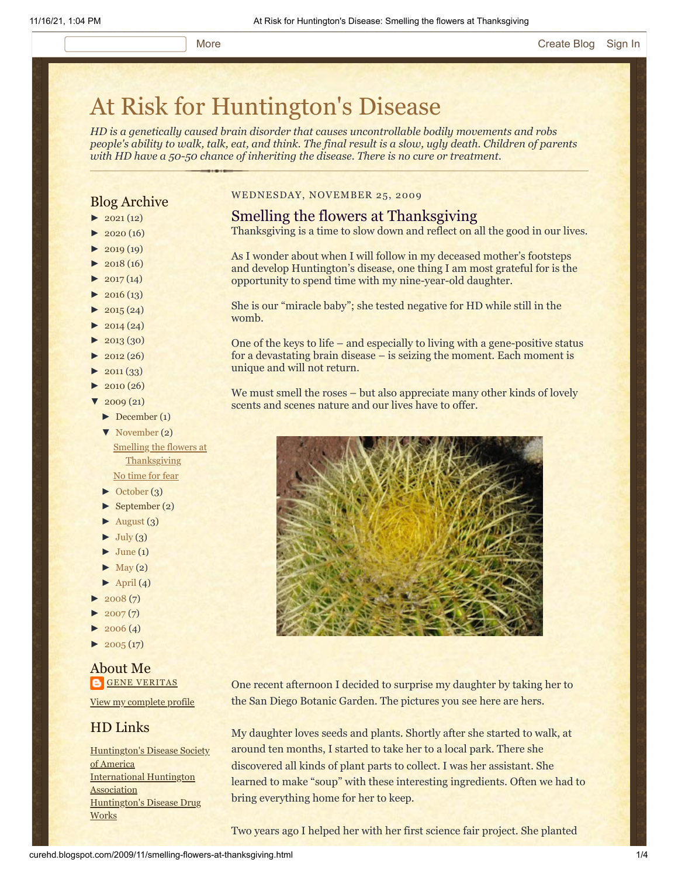# At Risk for Huntington's Disease

*HD is a genetically caused brain disorder that causes uncontrollable bodily movements and robs people's ability to walk, talk, eat, and think. The final result is a slow, ugly death. Children of parents with HD have a 50-50 chance of inheriting the disease. There is no cure or treatment.*

## Blog Archive

- ► 2021 (12)
- ► 2020 (16)
- ► 2019 (19)
- ► 2018 (16)
- ► 2017 (14)
- ► 2016 (13)
- ► 2015 (24)
- ► 2014 (24)
- ► 2013 (30)
- ► 2012 (26)
- ► 2011 (33)
- ► 2010 (26)
- ▼ 2009 (21)
  - ► December (1)
  - ▼ November (2)
    - Smelling the flowers at Thanksgiving
    - No time for fear
  - ► October (3)
  - ► September (2)
  - ► August (3)
  - ► July (3)
  - ► June (1)
  - ► May (2)
  - ► April (4)
- ► 2008 (7)
- ► 2007 (7)
- ► 2006 (4)
- ► 2005 (17)

## About Me

GENE VERITAS

View my complete profile

## HD Links

Huntington's Disease Society of America

International Huntington Association

Huntington's Disease Drug Works

WEDNESDAY, NOVEMBER 25, 2009

## Smelling the flowers at Thanksgiving

Thanksgiving is a time to slow down and reflect on all the good in our lives.

As I wonder about when I will follow in my deceased mother's footsteps and develop Huntington's disease, one thing I am most grateful for is the opportunity to spend time with my nine-year-old daughter.

She is our "miracle baby"; she tested negative for HD while still in the womb.

One of the keys to life – and especially to living with a gene-positive status for a devastating brain disease – is seizing the moment. Each moment is unique and will not return.

We must smell the roses – but also appreciate many other kinds of lovely scents and scenes nature and our lives have to offer.

One recent afternoon I decided to surprise my daughter by taking her to the San Diego Botanic Garden. The pictures you see here are hers.

My daughter loves seeds and plants. Shortly after she started to walk, at around ten months, I started to take her to a local park. There she discovered all kinds of plant parts to collect. I was her assistant. She learned to make "soup" with these interesting ingredients. Often we had to bring everything home for her to keep.

Two years ago I helped her with her first science fair project. She planted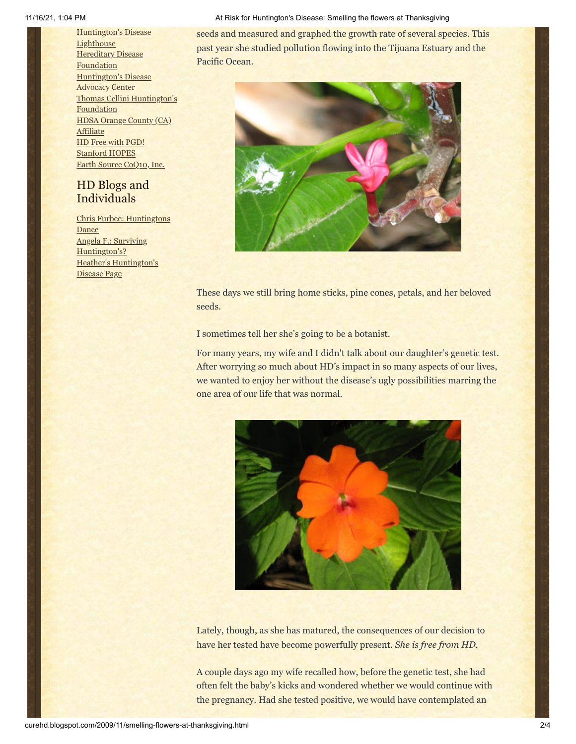[Huntington's Disease Lighthouse](#)
[Hereditary Disease Foundation](#)
[Huntington's Disease Advocacy Center](#)
[Thomas Cellini Huntington's Foundation](#)
[HDSA Orange County (CA) Affiliate](#)
[HD Free with PGD!](#)
[Stanford HOPES](#)
[Earth Source CoQ10, Inc.](#)

## HD Blogs and Individuals

[Chris Furbee: Huntingtons Dance](#)
[Angela F.: Surviving Huntington's?](#)
[Heather's Huntington's Disease Page](#)

seeds and measured and graphed the growth rate of several species. This past year she studied pollution flowing into the Tijuana Estuary and the Pacific Ocean.

These days we still bring home sticks, pine cones, petals, and her beloved seeds.

I sometimes tell her she's going to be a botanist.

For many years, my wife and I didn't talk about our daughter's genetic test. After worrying so much about HD's impact in so many aspects of our lives, we wanted to enjoy her without the disease's ugly possibilities marring the one area of our life that was normal.

Lately, though, as she has matured, the consequences of our decision to have her tested have become powerfully present. *She is free from HD.*

A couple days ago my wife recalled how, before the genetic test, she had often felt the baby's kicks and wondered whether we would continue with the pregnancy. Had she tested positive, we would have contemplated an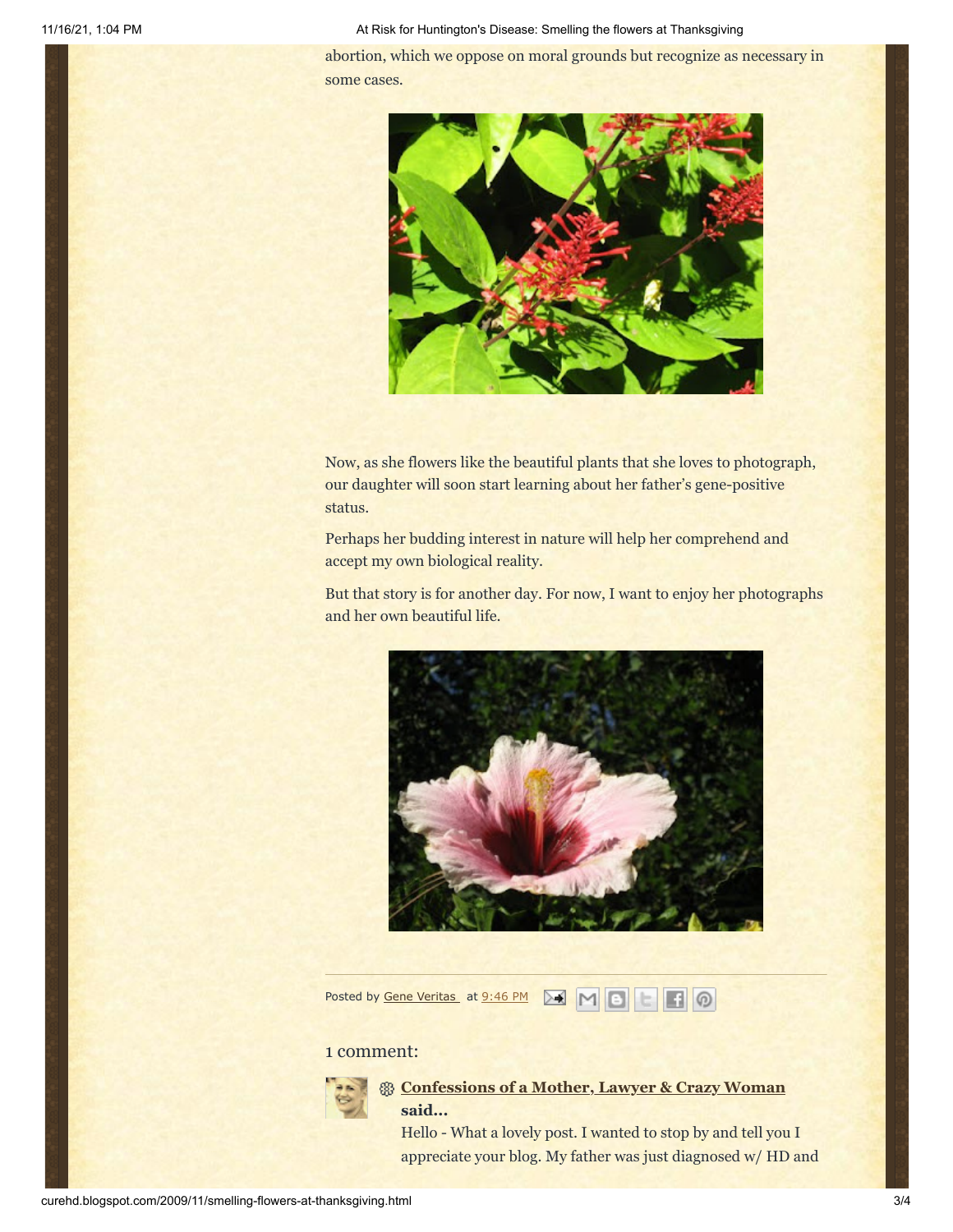abortion, which we oppose on moral grounds but recognize as necessary in some cases.

Now, as she flowers like the beautiful plants that she loves to photograph, our daughter will soon start learning about her father's gene-positive status.

Perhaps her budding interest in nature will help her comprehend and accept my own biological reality.

But that story is for another day. For now, I want to enjoy her photographs and her own beautiful life.

Posted by Gene Veritas at 9:46 PM

## 1 comment:

**Confessions of a Mother, Lawyer & Crazy Woman said...**

Hello - What a lovely post. I wanted to stop by and tell you I appreciate your blog. My father was just diagnosed w/ HD and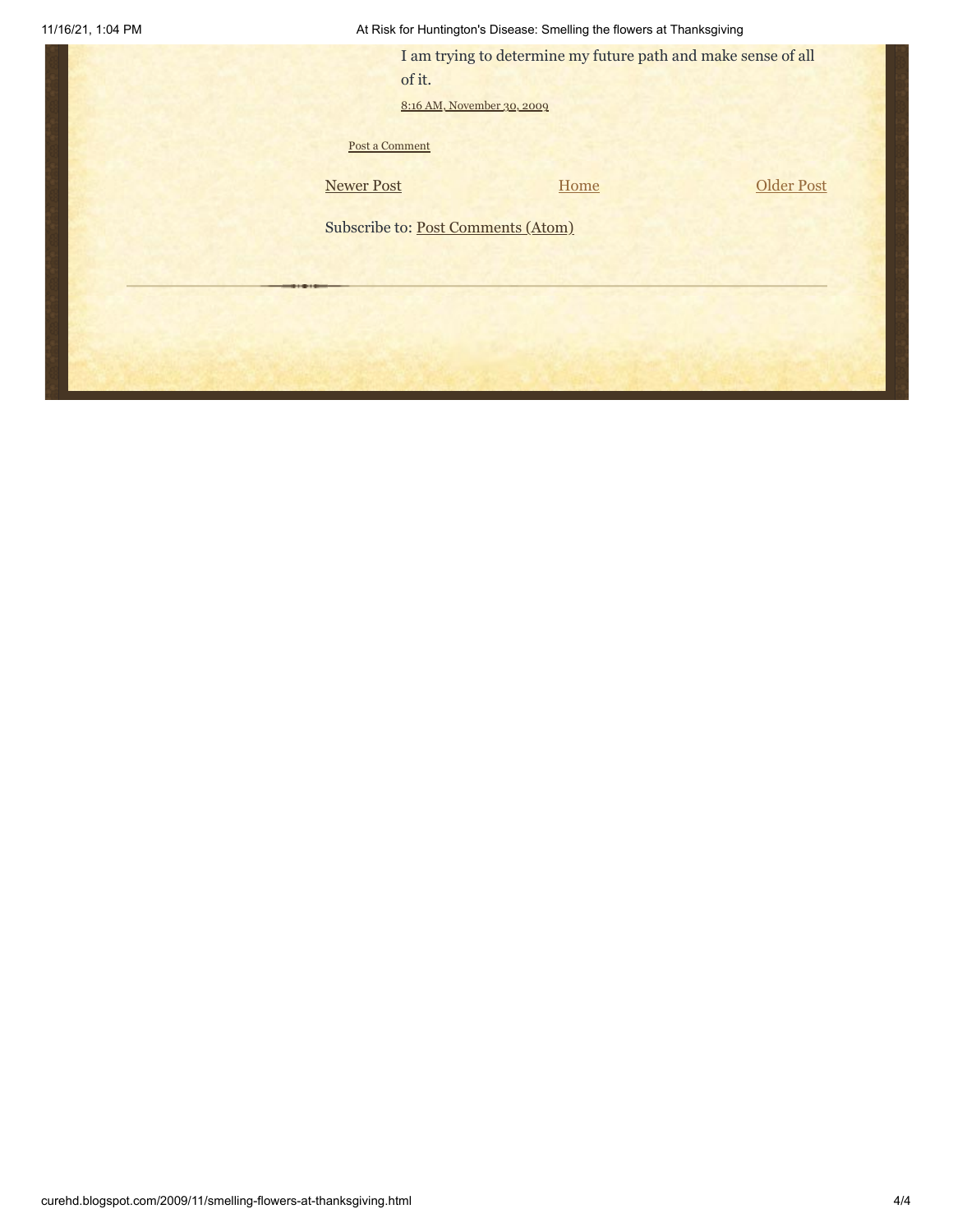I am trying to determine my future path and make sense of all of it.

8:16 AM, November 30, 2009

Post a Comment

Newer Post Home Older Post

Subscribe to: Post Comments (Atom)